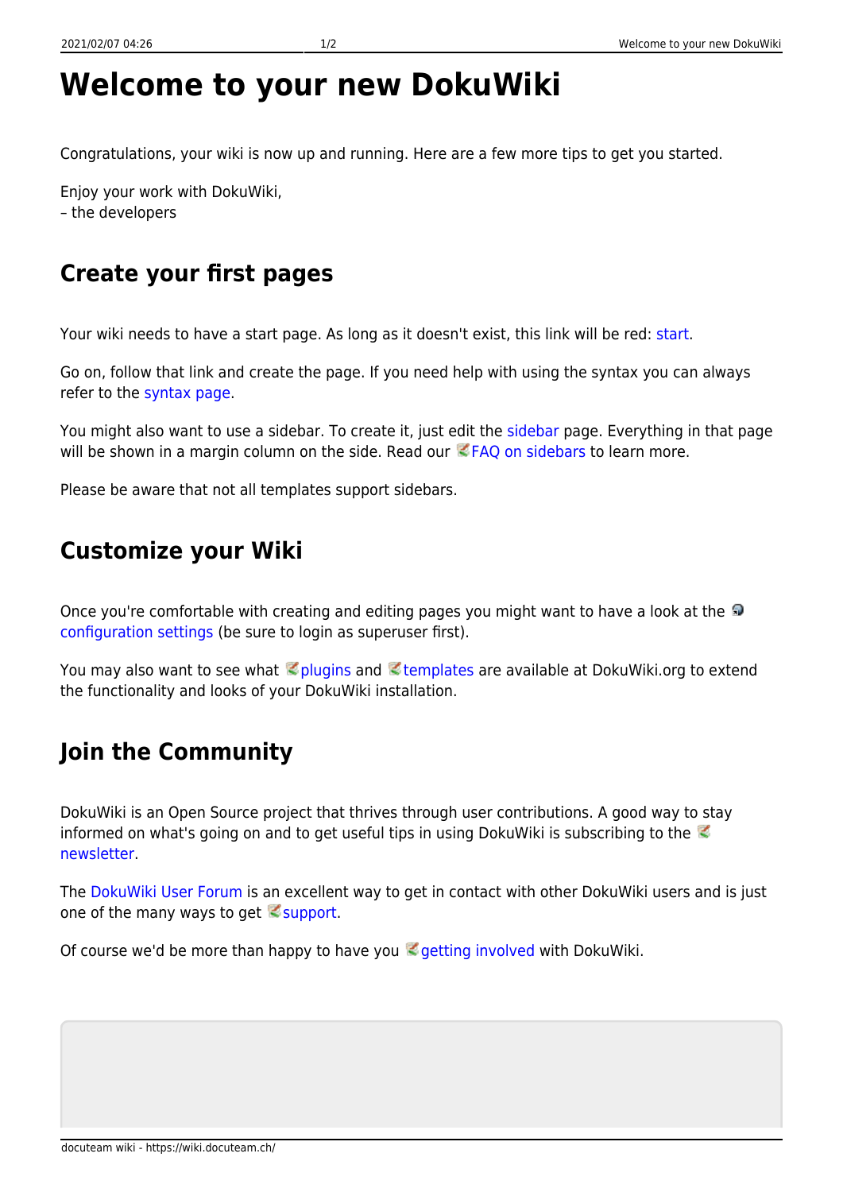# Welcome to your new DokuWiki

Congratulations, your wiki is now up and running. Here are a few more tips to get you started.

Enjoy your work with DokuWiki,
– the developers

## Create your first pages

Your wiki needs to have a start page. As long as it doesn't exist, this link will be red: start.

Go on, follow that link and create the page. If you need help with using the syntax you can always refer to the syntax page.

You might also want to use a sidebar. To create it, just edit the sidebar page. Everything in that page will be shown in a margin column on the side. Read our FAQ on sidebars to learn more.

Please be aware that not all templates support sidebars.

## Customize your Wiki

Once you're comfortable with creating and editing pages you might want to have a look at the configuration settings (be sure to login as superuser first).

You may also want to see what plugins and templates are available at DokuWiki.org to extend the functionality and looks of your DokuWiki installation.

## Join the Community

DokuWiki is an Open Source project that thrives through user contributions. A good way to stay informed on what's going on and to get useful tips in using DokuWiki is subscribing to the newsletter.

The DokuWiki User Forum is an excellent way to get in contact with other DokuWiki users and is just one of the many ways to get support.

Of course we'd be more than happy to have you getting involved with DokuWiki.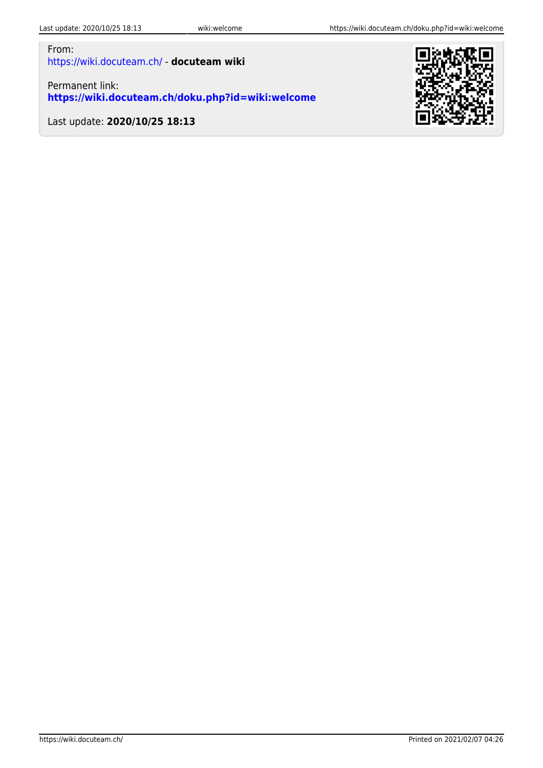From:
https://wiki.docuteam.ch/ - **docuteam wiki**

Permanent link:
**https://wiki.docuteam.ch/doku.php?id=wiki:welcome**

Last update: **2020/10/25 18:13**